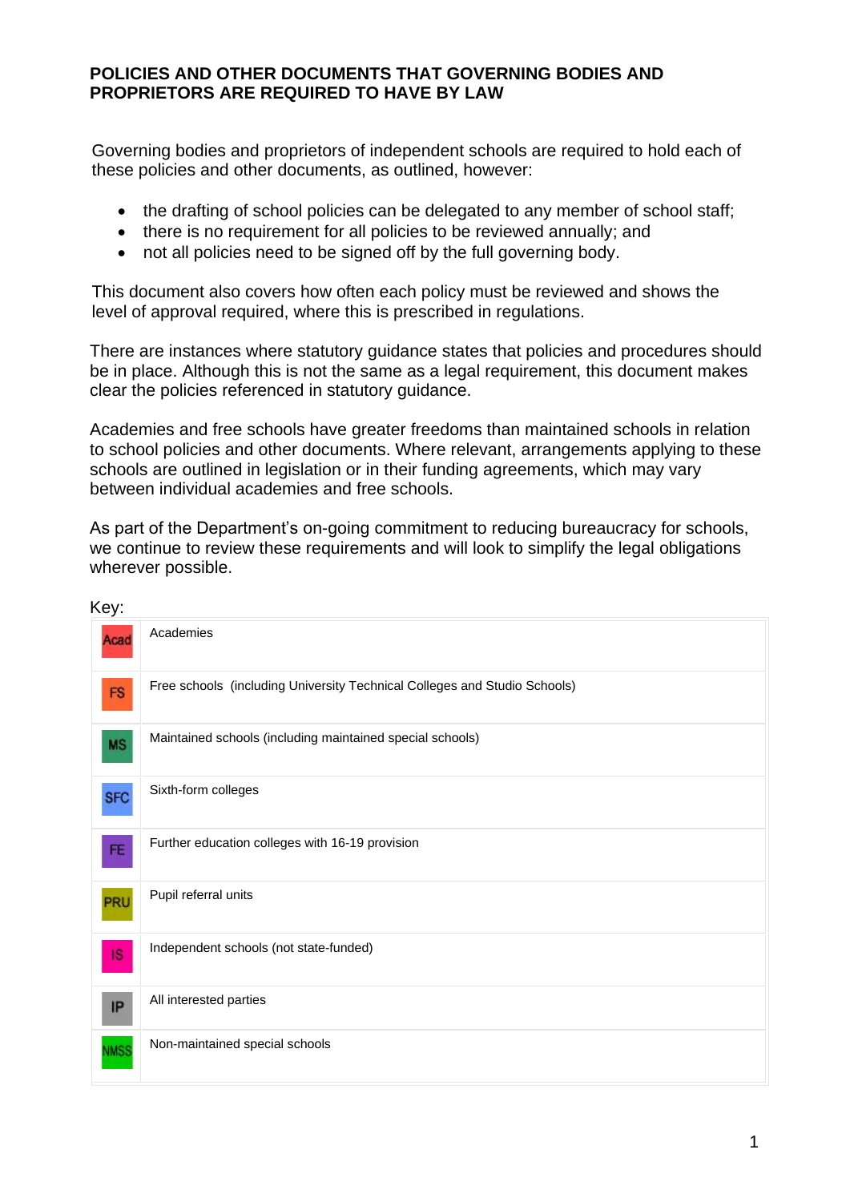# POLICIES AND OTHER DOCUMENTS THAT GOVERNING BODIES AND PROPRIETORS ARE REQUIRED TO HAVE BY LAW

Governing bodies and proprietors of independent schools are required to hold each of these policies and other documents, as outlined, however:

- the drafting of school policies can be delegated to any member of school staff;
- there is no requirement for all policies to be reviewed annually; and
- not all policies need to be signed off by the full governing body.

This document also covers how often each policy must be reviewed and shows the level of approval required, where this is prescribed in regulations.

There are instances where statutory guidance states that policies and procedures should be in place. Although this is not the same as a legal requirement, this document makes clear the policies referenced in statutory guidance.

Academies and free schools have greater freedoms than maintained schools in relation to school policies and other documents. Where relevant, arrangements applying to these schools are outlined in legislation or in their funding agreements, which may vary between individual academies and free schools.

As part of the Department's on-going commitment to reducing bureaucracy for schools, we continue to review these requirements and will look to simplify the legal obligations wherever possible.

Key:

| | |
|---|---|
| Acad | Academies |
| FS | Free schools (including University Technical Colleges and Studio Schools) |
| MS | Maintained schools (including maintained special schools) |
| SFC | Sixth-form colleges |
| FE | Further education colleges with 16-19 provision |
| PRU | Pupil referral units |
| IS | Independent schools (not state-funded) |
| IP | All interested parties |
| NMSS | Non-maintained special schools |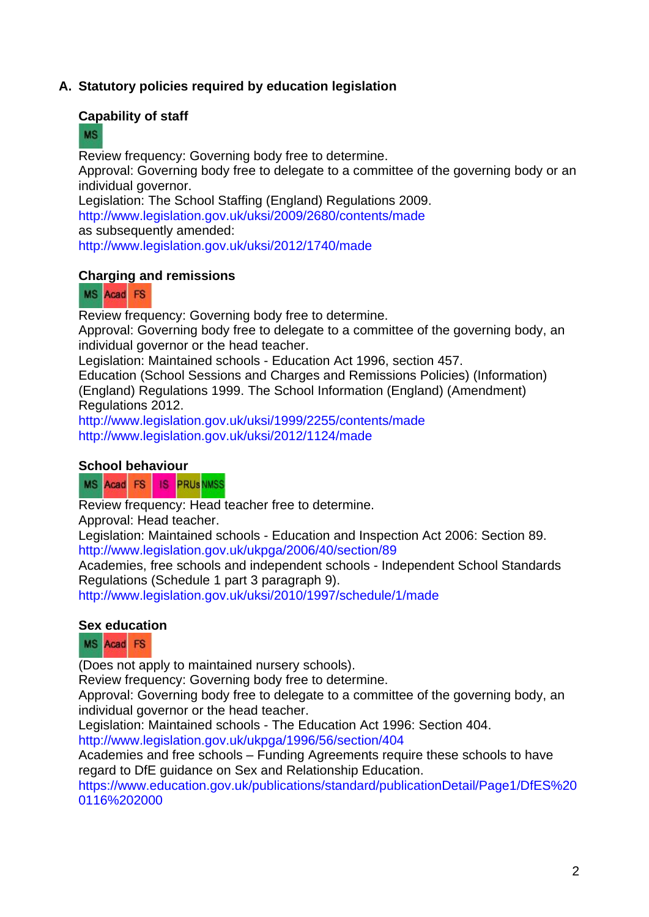## A. Statutory policies required by education legislation

### Capability of staff

MS

Review frequency: Governing body free to determine.
Approval: Governing body free to delegate to a committee of the governing body or an individual governor.
Legislation: The School Staffing (England) Regulations 2009.
http://www.legislation.gov.uk/uksi/2009/2680/contents/made
as subsequently amended:
http://www.legislation.gov.uk/uksi/2012/1740/made

### Charging and remissions

MS Acad FS

Review frequency: Governing body free to determine.
Approval: Governing body free to delegate to a committee of the governing body, an individual governor or the head teacher.
Legislation: Maintained schools - Education Act 1996, section 457.
Education (School Sessions and Charges and Remissions Policies) (Information) (England) Regulations 1999. The School Information (England) (Amendment) Regulations 2012.
http://www.legislation.gov.uk/uksi/1999/2255/contents/made
http://www.legislation.gov.uk/uksi/2012/1124/made

### School behaviour

MS Acad FS IS PRUs NMSS

Review frequency: Head teacher free to determine.
Approval: Head teacher.
Legislation: Maintained schools - Education and Inspection Act 2006: Section 89.
http://www.legislation.gov.uk/ukpga/2006/40/section/89
Academies, free schools and independent schools - Independent School Standards Regulations (Schedule 1 part 3 paragraph 9).
http://www.legislation.gov.uk/uksi/2010/1997/schedule/1/made

### Sex education

MS Acad FS

(Does not apply to maintained nursery schools).
Review frequency: Governing body free to determine.
Approval: Governing body free to delegate to a committee of the governing body, an individual governor or the head teacher.
Legislation: Maintained schools - The Education Act 1996: Section 404.
http://www.legislation.gov.uk/ukpga/1996/56/section/404
Academies and free schools – Funding Agreements require these schools to have regard to DfE guidance on Sex and Relationship Education.
https://www.education.gov.uk/publications/standard/publicationDetail/Page1/DfES%200116%202000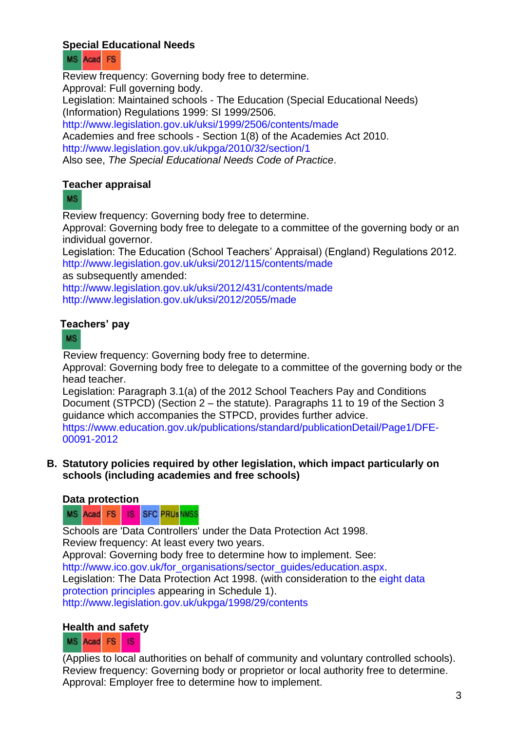### Special Educational Needs

MS Acad FS

Review frequency: Governing body free to determine.
Approval: Full governing body.
Legislation: Maintained schools - The Education (Special Educational Needs) (Information) Regulations 1999: SI 1999/2506.
http://www.legislation.gov.uk/uksi/1999/2506/contents/made
Academies and free schools - Section 1(8) of the Academies Act 2010.
http://www.legislation.gov.uk/ukpga/2010/32/section/1
Also see, *The Special Educational Needs Code of Practice*.

### Teacher appraisal

MS

Review frequency: Governing body free to determine.
Approval: Governing body free to delegate to a committee of the governing body or an individual governor.
Legislation: The Education (School Teachers' Appraisal) (England) Regulations 2012.
http://www.legislation.gov.uk/uksi/2012/115/contents/made
as subsequently amended:
http://www.legislation.gov.uk/uksi/2012/431/contents/made
http://www.legislation.gov.uk/uksi/2012/2055/made

### Teachers' pay

MS

Review frequency: Governing body free to determine.
Approval: Governing body free to delegate to a committee of the governing body or the head teacher.
Legislation: Paragraph 3.1(a) of the 2012 School Teachers Pay and Conditions Document (STPCD) (Section 2 – the statute). Paragraphs 11 to 19 of the Section 3 guidance which accompanies the STPCD, provides further advice.
https://www.education.gov.uk/publications/standard/publicationDetail/Page1/DFE-00091-2012

## B. Statutory policies required by other legislation, which impact particularly on schools (including academies and free schools)

### Data protection

MS Acad FS IS SFC PRUs NMSS

Schools are 'Data Controllers' under the Data Protection Act 1998.
Review frequency: At least every two years.
Approval: Governing body free to determine how to implement. See:
http://www.ico.gov.uk/for_organisations/sector_guides/education.aspx.
Legislation: The Data Protection Act 1998. (with consideration to the eight data protection principles appearing in Schedule 1).
http://www.legislation.gov.uk/ukpga/1998/29/contents

### Health and safety

MS Acad FS IS

(Applies to local authorities on behalf of community and voluntary controlled schools).
Review frequency: Governing body or proprietor or local authority free to determine.
Approval: Employer free to determine how to implement.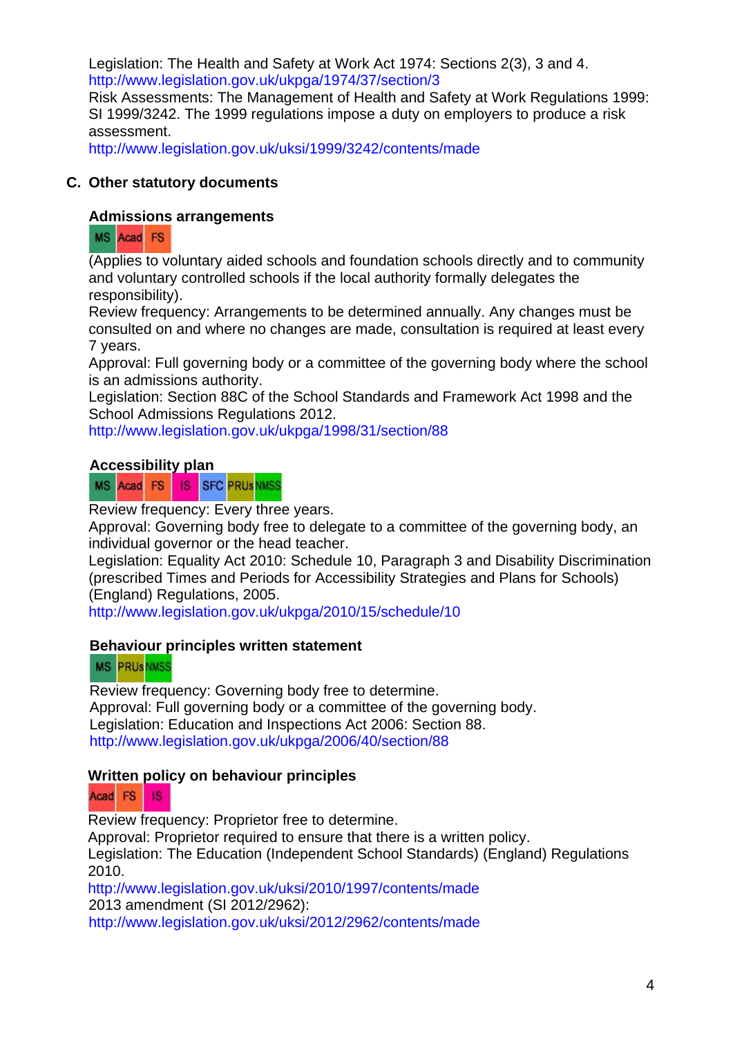Legislation: The Health and Safety at Work Act 1974: Sections 2(3), 3 and 4.
http://www.legislation.gov.uk/ukpga/1974/37/section/3
Risk Assessments: The Management of Health and Safety at Work Regulations 1999: SI 1999/3242. The 1999 regulations impose a duty on employers to produce a risk assessment.
http://www.legislation.gov.uk/uksi/1999/3242/contents/made

## C. Other statutory documents

### Admissions arrangements

MS Acad FS

(Applies to voluntary aided schools and foundation schools directly and to community and voluntary controlled schools if the local authority formally delegates the responsibility).
Review frequency: Arrangements to be determined annually. Any changes must be consulted on and where no changes are made, consultation is required at least every 7 years.
Approval: Full governing body or a committee of the governing body where the school is an admissions authority.
Legislation: Section 88C of the School Standards and Framework Act 1998 and the School Admissions Regulations 2012.
http://www.legislation.gov.uk/ukpga/1998/31/section/88

### Accessibility plan

MS Acad FS IS SFC PRUs NMSS

Review frequency: Every three years.
Approval: Governing body free to delegate to a committee of the governing body, an individual governor or the head teacher.
Legislation: Equality Act 2010: Schedule 10, Paragraph 3 and Disability Discrimination (prescribed Times and Periods for Accessibility Strategies and Plans for Schools) (England) Regulations, 2005.
http://www.legislation.gov.uk/ukpga/2010/15/schedule/10

### Behaviour principles written statement

MS PRUs NMSS

Review frequency: Governing body free to determine.
Approval: Full governing body or a committee of the governing body.
Legislation: Education and Inspections Act 2006: Section 88.
http://www.legislation.gov.uk/ukpga/2006/40/section/88

### Written policy on behaviour principles

Acad FS IS

Review frequency: Proprietor free to determine.
Approval: Proprietor required to ensure that there is a written policy.
Legislation: The Education (Independent School Standards) (England) Regulations 2010.
http://www.legislation.gov.uk/uksi/2010/1997/contents/made
2013 amendment (SI 2012/2962):
http://www.legislation.gov.uk/uksi/2012/2962/contents/made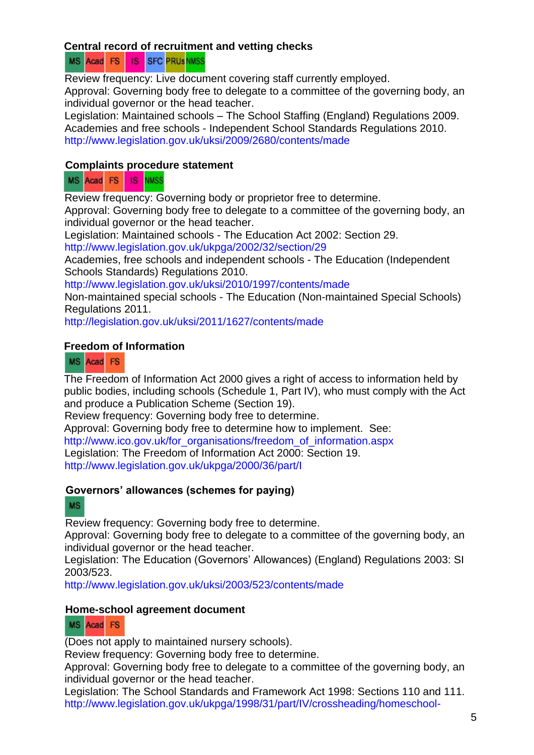**Central record of recruitment and vetting checks**

MS Acad FS IS SFC PRUs NMSS

Review frequency: Live document covering staff currently employed.
Approval: Governing body free to delegate to a committee of the governing body, an individual governor or the head teacher.
Legislation: Maintained schools – The School Staffing (England) Regulations 2009. Academies and free schools - Independent School Standards Regulations 2010.
http://www.legislation.gov.uk/uksi/2009/2680/contents/made

**Complaints procedure statement**

MS Acad FS IS NMSS

Review frequency: Governing body or proprietor free to determine.
Approval: Governing body free to delegate to a committee of the governing body, an individual governor or the head teacher.
Legislation: Maintained schools - The Education Act 2002: Section 29.
http://www.legislation.gov.uk/ukpga/2002/32/section/29
Academies, free schools and independent schools - The Education (Independent Schools Standards) Regulations 2010.
http://www.legislation.gov.uk/uksi/2010/1997/contents/made
Non-maintained special schools - The Education (Non-maintained Special Schools) Regulations 2011.
http://legislation.gov.uk/uksi/2011/1627/contents/made

**Freedom of Information**

MS Acad FS

The Freedom of Information Act 2000 gives a right of access to information held by public bodies, including schools (Schedule 1, Part IV), who must comply with the Act and produce a Publication Scheme (Section 19).
Review frequency: Governing body free to determine.
Approval: Governing body free to determine how to implement. See:
http://www.ico.gov.uk/for_organisations/freedom_of_information.aspx
Legislation: The Freedom of Information Act 2000: Section 19.
http://www.legislation.gov.uk/ukpga/2000/36/part/I

**Governors' allowances (schemes for paying)**

MS

Review frequency: Governing body free to determine.
Approval: Governing body free to delegate to a committee of the governing body, an individual governor or the head teacher.
Legislation: The Education (Governors' Allowances) (England) Regulations 2003: SI 2003/523.
http://www.legislation.gov.uk/uksi/2003/523/contents/made

**Home-school agreement document**

MS Acad FS

(Does not apply to maintained nursery schools).
Review frequency: Governing body free to determine.
Approval: Governing body free to delegate to a committee of the governing body, an individual governor or the head teacher.
Legislation: The School Standards and Framework Act 1998: Sections 110 and 111.
http://www.legislation.gov.uk/ukpga/1998/31/part/IV/crossheading/homeschool-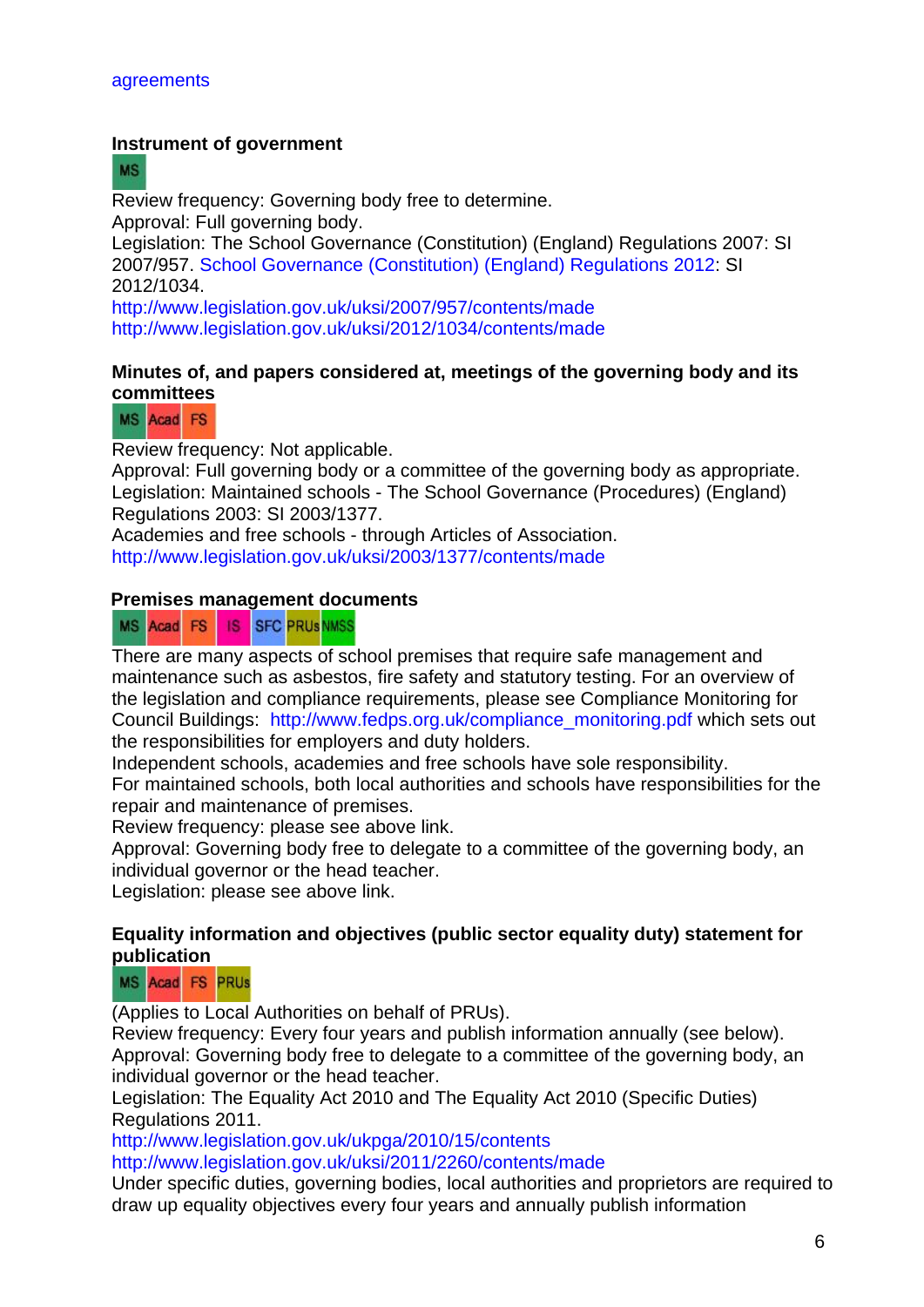agreements

**Instrument of government**

MS

Review frequency: Governing body free to determine.
Approval: Full governing body.
Legislation: The School Governance (Constitution) (England) Regulations 2007: SI 2007/957. School Governance (Constitution) (England) Regulations 2012: SI 2012/1034.
http://www.legislation.gov.uk/uksi/2007/957/contents/made
http://www.legislation.gov.uk/uksi/2012/1034/contents/made

**Minutes of, and papers considered at, meetings of the governing body and its committees**

MS Acad FS

Review frequency: Not applicable.
Approval: Full governing body or a committee of the governing body as appropriate.
Legislation: Maintained schools - The School Governance (Procedures) (England) Regulations 2003: SI 2003/1377.
Academies and free schools - through Articles of Association.
http://www.legislation.gov.uk/uksi/2003/1377/contents/made

**Premises management documents**

MS Acad FS IS SFC PRUs NMSS

There are many aspects of school premises that require safe management and maintenance such as asbestos, fire safety and statutory testing. For an overview of the legislation and compliance requirements, please see Compliance Monitoring for Council Buildings: http://www.fedps.org.uk/compliance_monitoring.pdf which sets out the responsibilities for employers and duty holders.
Independent schools, academies and free schools have sole responsibility.
For maintained schools, both local authorities and schools have responsibilities for the repair and maintenance of premises.
Review frequency: please see above link.
Approval: Governing body free to delegate to a committee of the governing body, an individual governor or the head teacher.
Legislation: please see above link.

**Equality information and objectives (public sector equality duty) statement for publication**

MS Acad FS PRUs

(Applies to Local Authorities on behalf of PRUs).
Review frequency: Every four years and publish information annually (see below).
Approval: Governing body free to delegate to a committee of the governing body, an individual governor or the head teacher.
Legislation: The Equality Act 2010 and The Equality Act 2010 (Specific Duties) Regulations 2011.
http://www.legislation.gov.uk/ukpga/2010/15/contents
http://www.legislation.gov.uk/uksi/2011/2260/contents/made
Under specific duties, governing bodies, local authorities and proprietors are required to draw up equality objectives every four years and annually publish information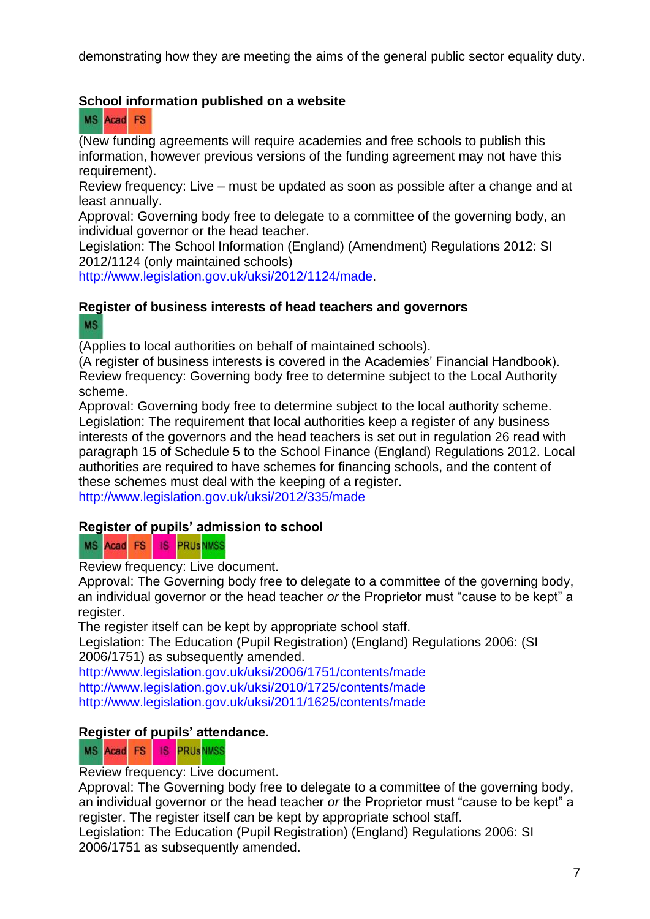demonstrating how they are meeting the aims of the general public sector equality duty.

**School information published on a website**

MS Acad FS

(New funding agreements will require academies and free schools to publish this information, however previous versions of the funding agreement may not have this requirement).
Review frequency: Live – must be updated as soon as possible after a change and at least annually.
Approval: Governing body free to delegate to a committee of the governing body, an individual governor or the head teacher.
Legislation: The School Information (England) (Amendment) Regulations 2012: SI 2012/1124 (only maintained schools)
http://www.legislation.gov.uk/uksi/2012/1124/made.

**Register of business interests of head teachers and governors**

MS

(Applies to local authorities on behalf of maintained schools).
(A register of business interests is covered in the Academies' Financial Handbook).
Review frequency: Governing body free to determine subject to the Local Authority scheme.
Approval: Governing body free to determine subject to the local authority scheme.
Legislation: The requirement that local authorities keep a register of any business interests of the governors and the head teachers is set out in regulation 26 read with paragraph 15 of Schedule 5 to the School Finance (England) Regulations 2012. Local authorities are required to have schemes for financing schools, and the content of these schemes must deal with the keeping of a register.
http://www.legislation.gov.uk/uksi/2012/335/made

**Register of pupils' admission to school**

MS Acad FS IS PRUs NMSS

Review frequency: Live document.
Approval: The Governing body free to delegate to a committee of the governing body, an individual governor or the head teacher *or* the Proprietor must "cause to be kept" a register.
The register itself can be kept by appropriate school staff.
Legislation: The Education (Pupil Registration) (England) Regulations 2006: (SI 2006/1751) as subsequently amended.
http://www.legislation.gov.uk/uksi/2006/1751/contents/made
http://www.legislation.gov.uk/uksi/2010/1725/contents/made
http://www.legislation.gov.uk/uksi/2011/1625/contents/made

**Register of pupils' attendance.**

MS Acad FS IS PRUs NMSS

Review frequency: Live document.
Approval: The Governing body free to delegate to a committee of the governing body, an individual governor or the head teacher *or* the Proprietor must "cause to be kept" a register. The register itself can be kept by appropriate school staff.
Legislation: The Education (Pupil Registration) (England) Regulations 2006: SI 2006/1751 as subsequently amended.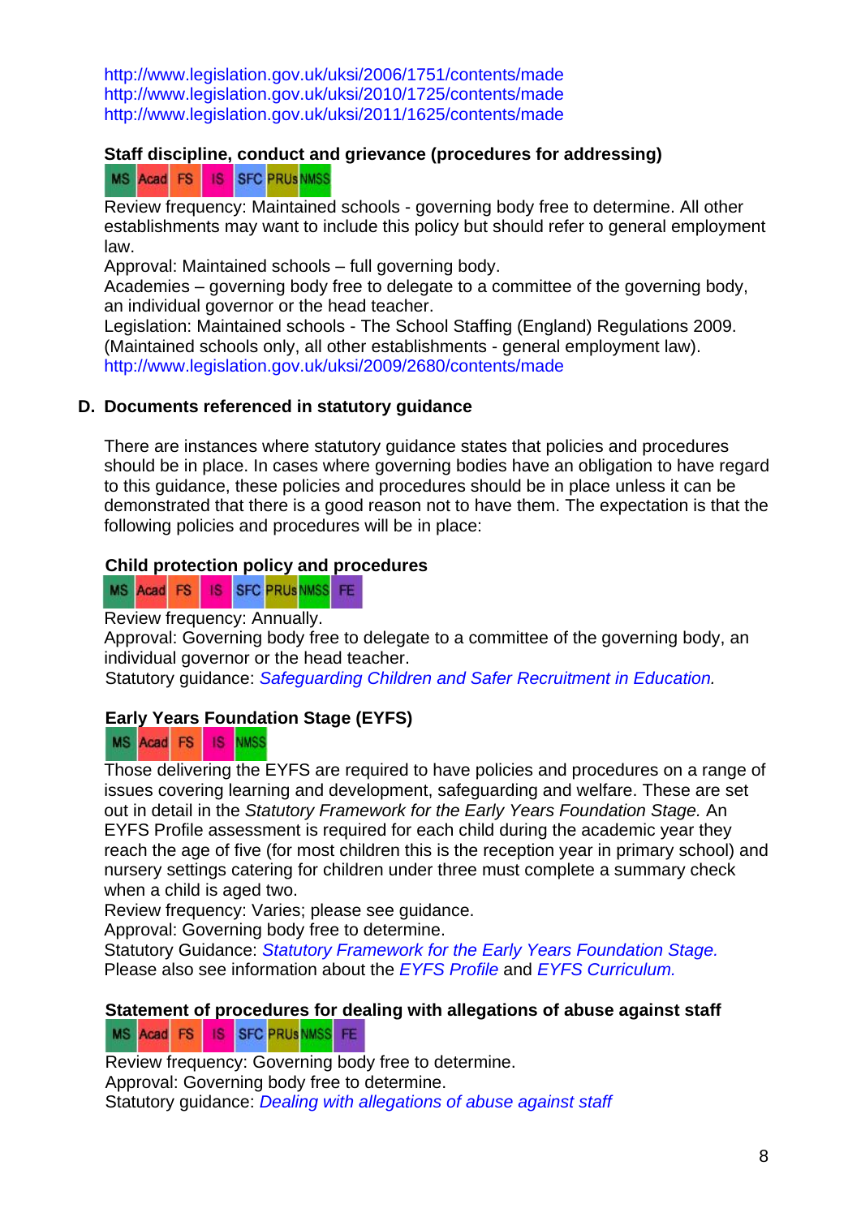http://www.legislation.gov.uk/uksi/2006/1751/contents/made
http://www.legislation.gov.uk/uksi/2010/1725/contents/made
http://www.legislation.gov.uk/uksi/2011/1625/contents/made

**Staff discipline, conduct and grievance (procedures for addressing)**

MS Acad FS IS SFC PRUs NMSS

Review frequency: Maintained schools - governing body free to determine. All other establishments may want to include this policy but should refer to general employment law.
Approval: Maintained schools – full governing body.
Academies – governing body free to delegate to a committee of the governing body, an individual governor or the head teacher.
Legislation: Maintained schools - The School Staffing (England) Regulations 2009. (Maintained schools only, all other establishments - general employment law).
http://www.legislation.gov.uk/uksi/2009/2680/contents/made

## D. Documents referenced in statutory guidance

There are instances where statutory guidance states that policies and procedures should be in place. In cases where governing bodies have an obligation to have regard to this guidance, these policies and procedures should be in place unless it can be demonstrated that there is a good reason not to have them. The expectation is that the following policies and procedures will be in place:

**Child protection policy and procedures**

MS Acad FS IS SFC PRUs NMSS FE

Review frequency: Annually.
Approval: Governing body free to delegate to a committee of the governing body, an individual governor or the head teacher.
Statutory guidance: *Safeguarding Children and Safer Recruitment in Education.*

**Early Years Foundation Stage (EYFS)**

MS Acad FS IS NMSS

Those delivering the EYFS are required to have policies and procedures on a range of issues covering learning and development, safeguarding and welfare. These are set out in detail in the *Statutory Framework for the Early Years Foundation Stage.* An EYFS Profile assessment is required for each child during the academic year they reach the age of five (for most children this is the reception year in primary school) and nursery settings catering for children under three must complete a summary check when a child is aged two.
Review frequency: Varies; please see guidance.
Approval: Governing body free to determine.
Statutory Guidance: *Statutory Framework for the Early Years Foundation Stage.*
Please also see information about the *EYFS Profile* and *EYFS Curriculum.*

**Statement of procedures for dealing with allegations of abuse against staff**

MS Acad FS IS SFC PRUs NMSS FE

Review frequency: Governing body free to determine.
Approval: Governing body free to determine.
Statutory guidance: *Dealing with allegations of abuse against staff*